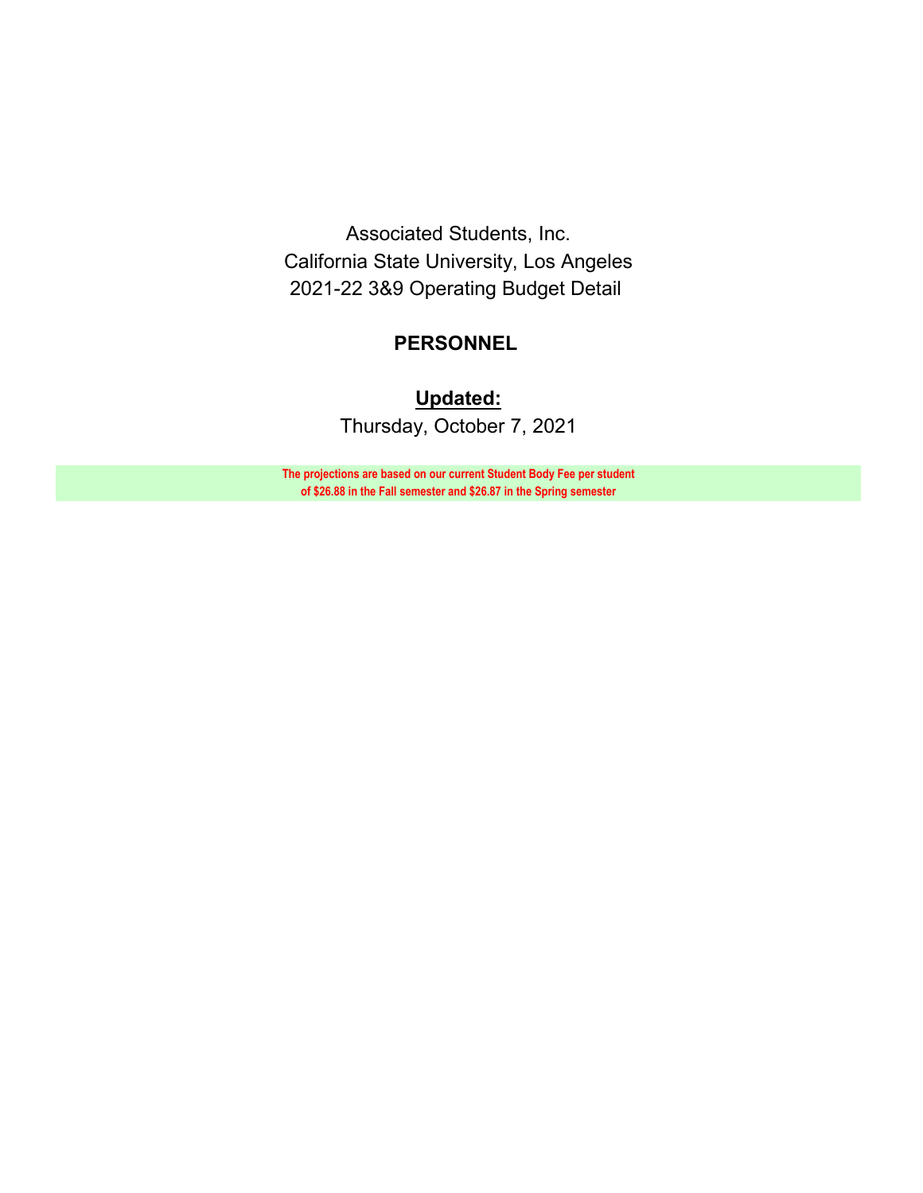# Associated Students, Inc.
# California State University, Los Angeles
# 2021-22 3&9 Operating Budget Detail

## PERSONNEL

**Updated:**

Thursday, October 7, 2021

**The projections are based on our current Student Body Fee per student of $26.88 in the Fall semester and $26.87 in the Spring semester**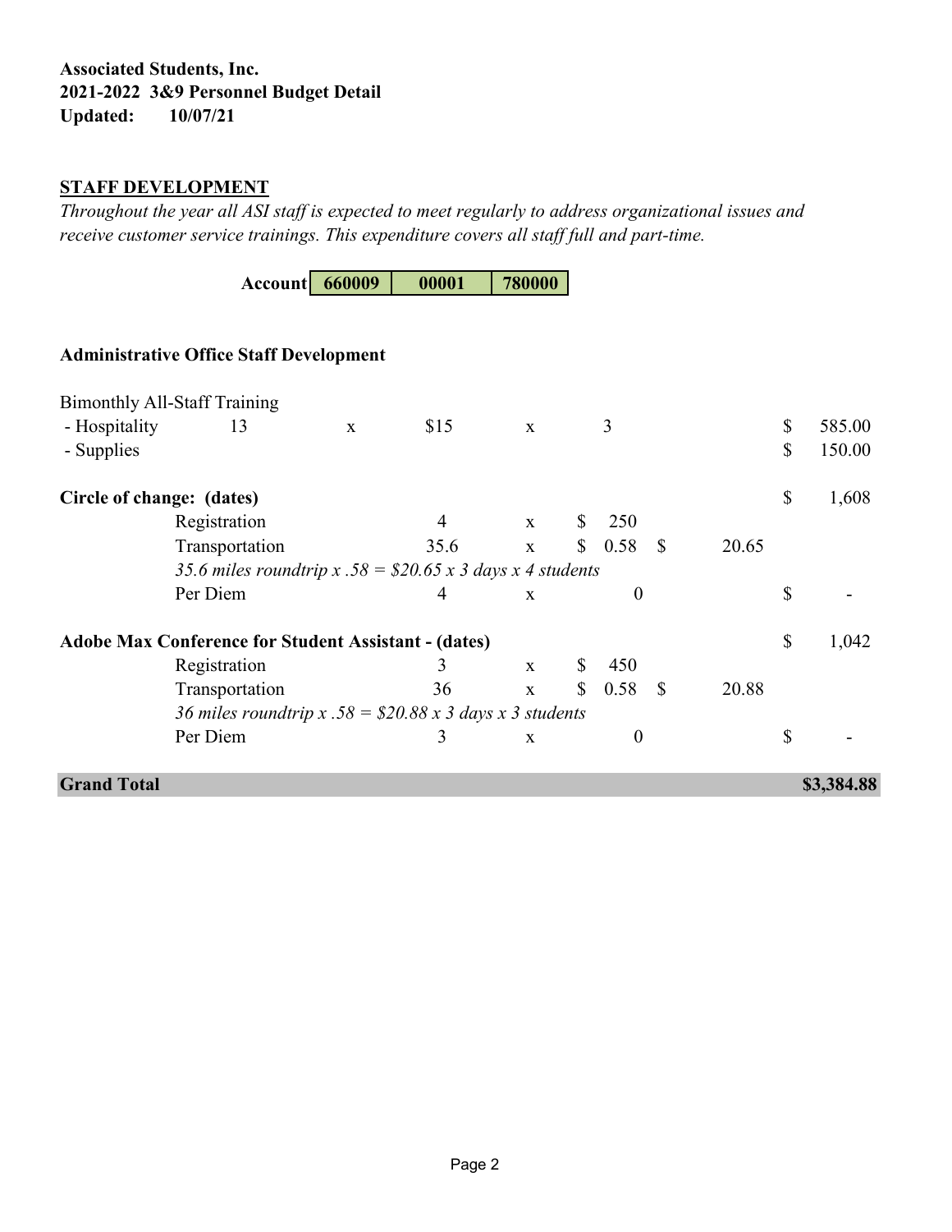**Associated Students, Inc.**
**2021-2022 3&9 Personnel Budget Detail**
**Updated: 10/07/21**

## STAFF DEVELOPMENT

*Throughout the year all ASI staff is expected to meet regularly to address organizational issues and receive customer service trainings. This expenditure covers all staff full and part-time.*

| **Account** | **660009** | **00001** | **780000** |
|---|---|---|---|

### Administrative Office Staff Development

| | | | | | | | | |
|---|---|---|---|---|---|---|---|---|
| Bimonthly All-Staff Training | | | | | | | | |
| - Hospitality | 13 | x | $15 | x | 3 | | | $ 585.00 |
| - Supplies | | | | | | | | $ 150.00 |
| **Circle of change: (dates)** | | | | | | | | $ 1,608 |
| Registration | | | 4 | x | $ 250 | | | |
| Transportation | | | 35.6 | x | $ 0.58 | $ | 20.65 | |
| *35.6 miles roundtrip x .58 = $20.65 x 3 days x 4 students* | | | | | | | | |
| Per Diem | | | 4 | x | 0 | | | $ - |
| **Adobe Max Conference for Student Assistant - (dates)** | | | | | | | | $ 1,042 |
| Registration | | | 3 | x | $ 450 | | | |
| Transportation | | | 36 | x | $ 0.58 | $ | 20.88 | |
| *36 miles roundtrip x .58 = $20.88 x 3 days x 3 students* | | | | | | | | |
| Per Diem | | | 3 | x | 0 | | | $ - |
| **Grand Total** | | | | | | | | **$3,384.88** |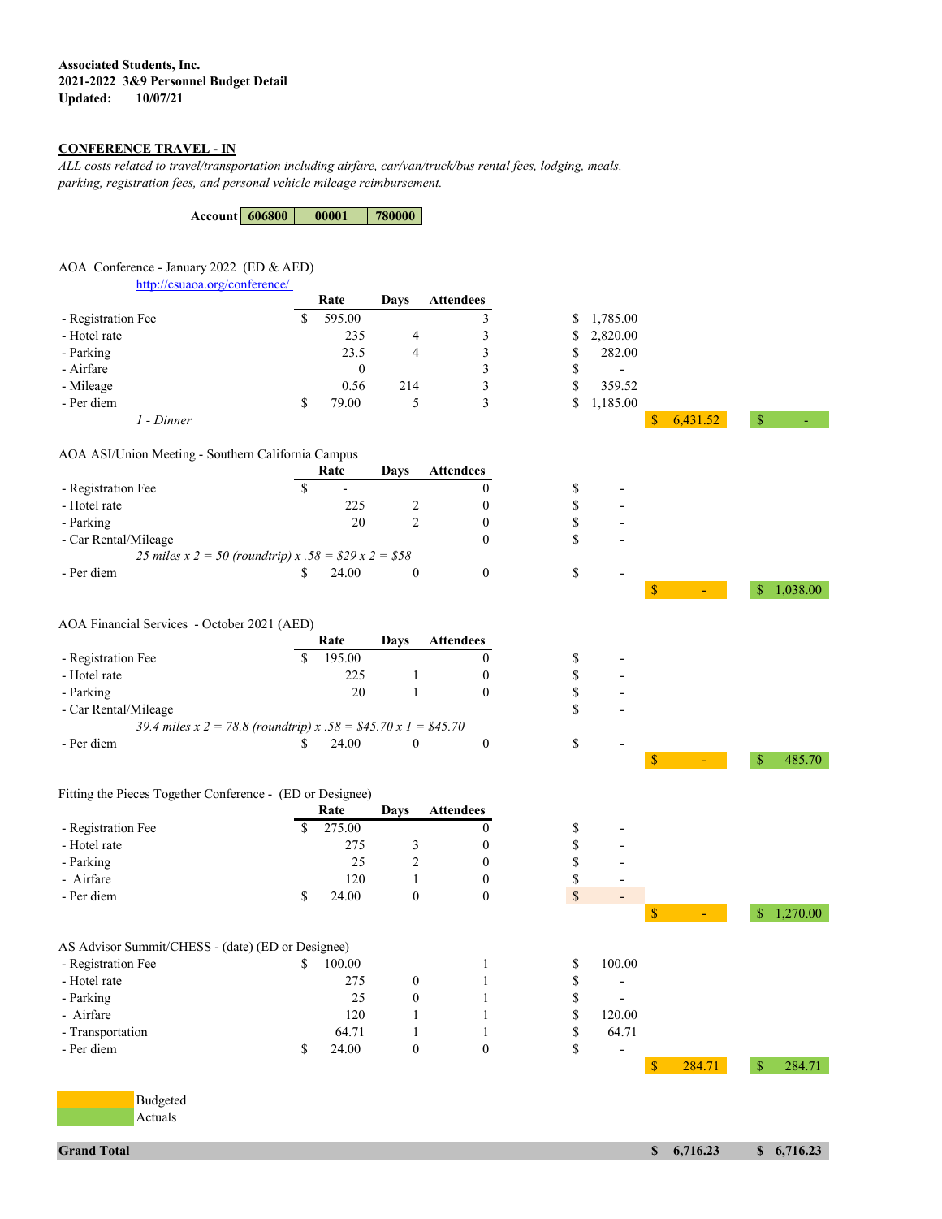**Associated Students, Inc.**
**2021-2022 3&9 Personnel Budget Detail**
**Updated: 10/07/21**

**CONFERENCE TRAVEL - IN**

*ALL costs related to travel/transportation including airfare, car/van/truck/bus rental fees, lodging, meals, parking, registration fees, and personal vehicle mileage reimbursement.*

| Account | 606800 | 00001 | 780000 |
|---|---|---|---|

AOA Conference - January 2022 (ED & AED)
http://csuaoa.org/conference/

| | Rate | Days | Attendees | | Budgeted | Actuals |
|---|---|---|---|---|---|---|
| - Registration Fee | $ 595.00 | | 3 | $ 1,785.00 | | |
| - Hotel rate | 235 | 4 | 3 | $ 2,820.00 | | |
| - Parking | 23.5 | 4 | 3 | $ 282.00 | | |
| - Airfare | 0 | | 3 | $ - | | |
| - Mileage | 0.56 | 214 | 3 | $ 359.52 | | |
| - Per diem | $ 79.00 | 5 | 3 | $ 1,185.00 | | |
| *1 - Dinner* | | | | | $ 6,431.52 | $ - |

AOA ASI/Union Meeting - Southern California Campus

| | Rate | Days | Attendees | | Budgeted | Actuals |
|---|---|---|---|---|---|---|
| - Registration Fee | $ - | | 0 | $ - | | |
| - Hotel rate | 225 | 2 | 0 | $ - | | |
| - Parking | 20 | 2 | 0 | $ - | | |
| - Car Rental/Mileage | | | 0 | $ - | | |
| *25 miles x 2 = 50 (roundtrip) x .58 = $29 x 2 = $58* | | | | | | |
| - Per diem | $ 24.00 | 0 | 0 | $ - | | |
| | | | | | $ - | $ 1,038.00 |

AOA Financial Services - October 2021 (AED)

| | Rate | Days | Attendees | | Budgeted | Actuals |
|---|---|---|---|---|---|---|
| - Registration Fee | $ 195.00 | | 0 | $ - | | |
| - Hotel rate | 225 | 1 | 0 | $ - | | |
| - Parking | 20 | 1 | 0 | $ - | | |
| - Car Rental/Mileage | | | | $ - | | |
| *39.4 miles x 2 = 78.8 (roundtrip) x .58 = $45.70 x 1 = $45.70* | | | | | | |
| - Per diem | $ 24.00 | 0 | 0 | $ - | | |
| | | | | | $ - | $ 485.70 |

Fitting the Pieces Together Conference - (ED or Designee)

| | Rate | Days | Attendees | | Budgeted | Actuals |
|---|---|---|---|---|---|---|
| - Registration Fee | $ 275.00 | | 0 | $ - | | |
| - Hotel rate | 275 | 3 | 0 | $ - | | |
| - Parking | 25 | 2 | 0 | $ - | | |
| - Airfare | 120 | 1 | 0 | $ - | | |
| - Per diem | $ 24.00 | 0 | 0 | $ - | | |
| | | | | | $ - | $ 1,270.00 |

AS Advisor Summit/CHESS - (date) (ED or Designee)

| | Rate | Days | Attendees | | Budgeted | Actuals |
|---|---|---|---|---|---|---|
| - Registration Fee | $ 100.00 | | 1 | $ 100.00 | | |
| - Hotel rate | 275 | 0 | 1 | $ - | | |
| - Parking | 25 | 0 | 1 | $ - | | |
| - Airfare | 120 | 1 | 1 | $ 120.00 | | |
| - Transportation | 64.71 | 1 | 1 | $ 64.71 | | |
| - Per diem | $ 24.00 | 0 | 0 | $ - | | |
| | | | | | $ 284.71 | $ 284.71 |

Legend: Budgeted (orange); Actuals (green)

| **Grand Total** | **$ 6,716.23** | **$ 6,716.23** |
|---|---|---|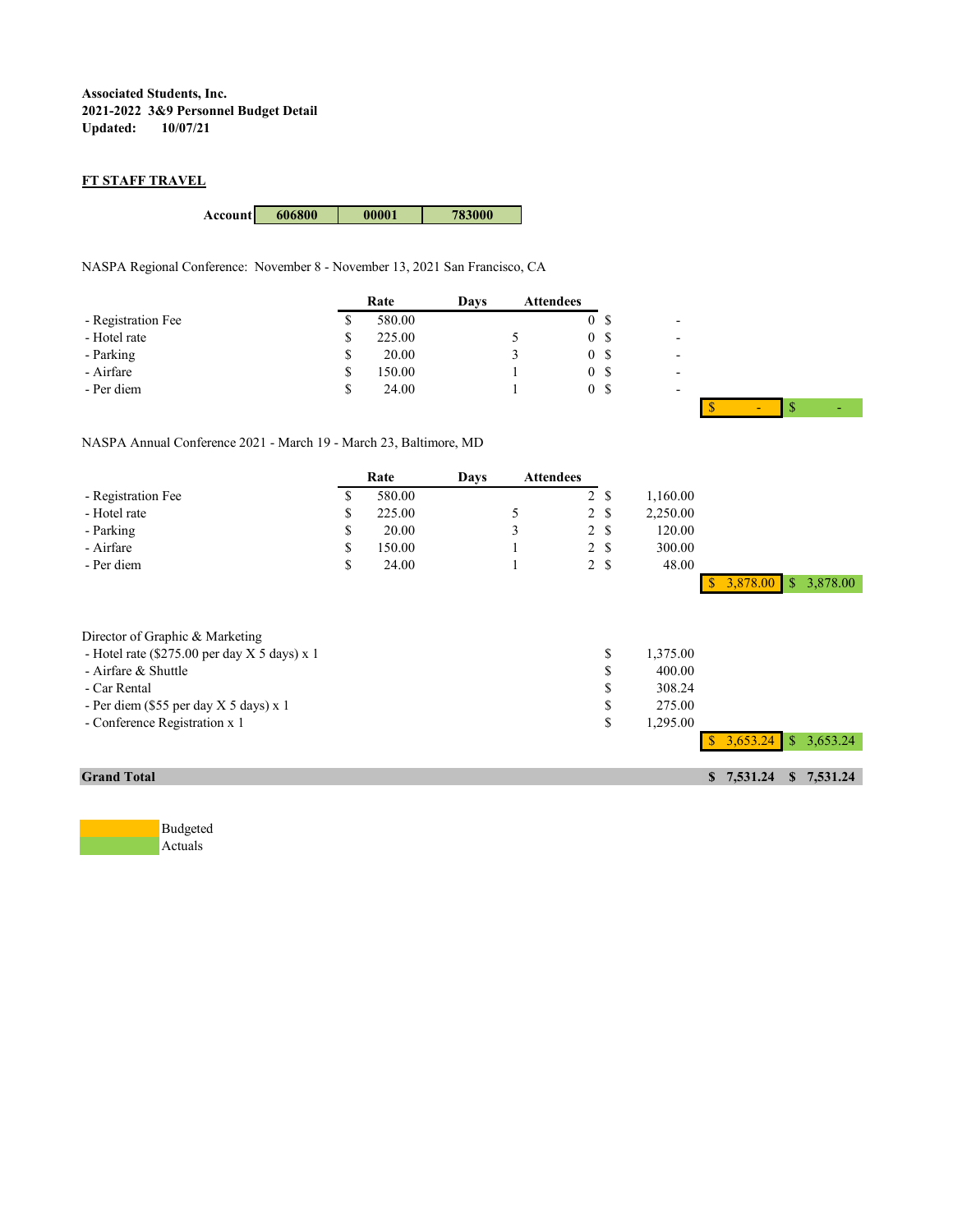**Associated Students, Inc.**
**2021-2022 3&9 Personnel Budget Detail**
**Updated: 10/07/21**

## FT STAFF TRAVEL

**Account** | 606800 | 00001 | 783000

NASPA Regional Conference: November 8 - November 13, 2021 San Francisco, CA

| | Rate | Days | Attendees | | | |
|---|---|---|---|---|---|---|
| - Registration Fee | $ 580.00 | | 0 | $ - | | |
| - Hotel rate | $ 225.00 | 5 | 0 | $ - | | |
| - Parking | $ 20.00 | 3 | 0 | $ - | | |
| - Airfare | $ 150.00 | 1 | 0 | $ - | | |
| - Per diem | $ 24.00 | 1 | 0 | $ - | | |
| | | | | | $ - | $ - |

NASPA Annual Conference 2021 - March 19 - March 23, Baltimore, MD

| | Rate | Days | Attendees | | | |
|---|---|---|---|---|---|---|
| - Registration Fee | $ 580.00 | | 2 | $ 1,160.00 | | |
| - Hotel rate | $ 225.00 | 5 | 2 | $ 2,250.00 | | |
| - Parking | $ 20.00 | 3 | 2 | $ 120.00 | | |
| - Airfare | $ 150.00 | 1 | 2 | $ 300.00 | | |
| - Per diem | $ 24.00 | 1 | 2 | $ 48.00 | | |
| | | | | | $ 3,878.00 | $ 3,878.00 |

Director of Graphic & Marketing

| | | | |
|---|---|---|---|
| - Hotel rate ($275.00 per day X 5 days) x 1 | $ 1,375.00 | | |
| - Airfare & Shuttle | $ 400.00 | | |
| - Car Rental | $ 308.24 | | |
| - Per diem ($55 per day X 5 days) x 1 | $ 275.00 | | |
| - Conference Registration x 1 | $ 1,295.00 | | |
| | | $ 3,653.24 | $ 3,653.24 |

| | | |
|---|---|---|
| **Grand Total** | **$ 7,531.24** | **$ 7,531.24** |

Budgeted (yellow)
Actuals (green)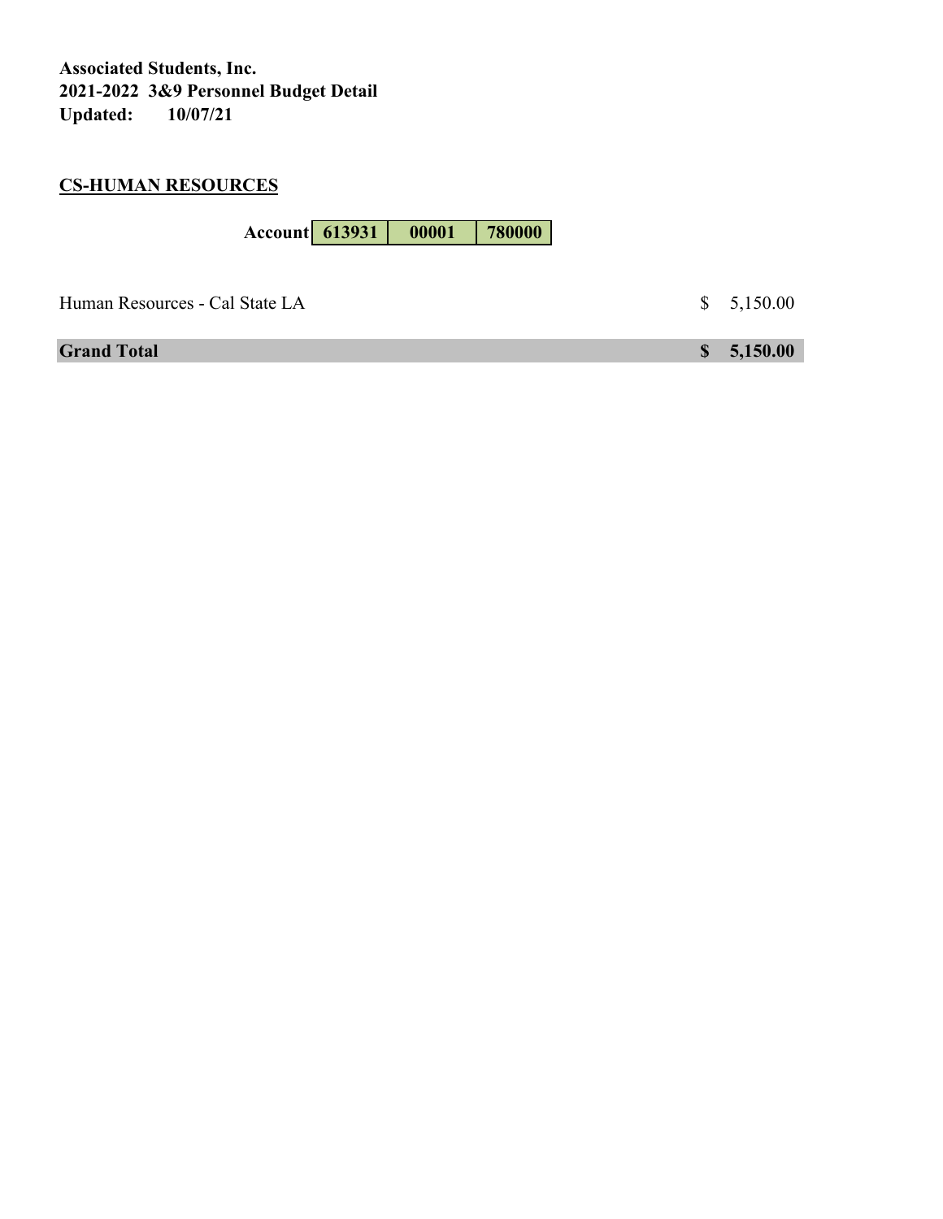**Associated Students, Inc.**
**2021-2022 3&9 Personnel Budget Detail**
**Updated: 10/07/21**

**CS-HUMAN RESOURCES**

| Account | 613931 | 00001 | 780000 |
|---|---|---|---|

| | |
|---|---|
| Human Resources - Cal State LA | $ 5,150.00 |
| **Grand Total** | **$ 5,150.00** |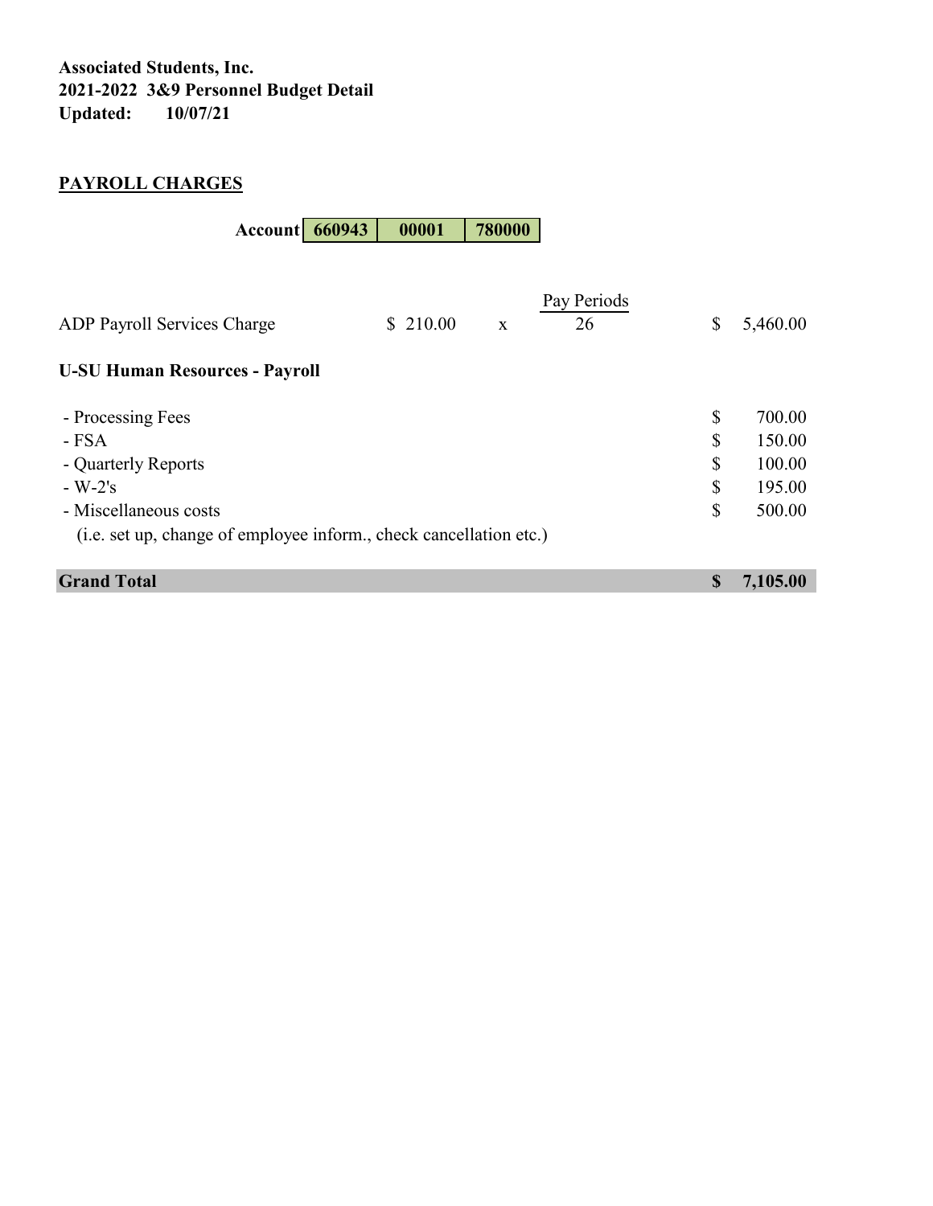**Associated Students, Inc.**
**2021-2022 3&9 Personnel Budget Detail**
**Updated: 10/07/21**

## PAYROLL CHARGES

**Account** | 660943 | 00001 | 780000 |

| | | | | |
|---|---|---|---|---|
| | | | Pay Periods | |
| ADP Payroll Services Charge | $ 210.00 | x | 26 | $ 5,460.00 |
| **U-SU Human Resources - Payroll** | | | | |
| - Processing Fees | | | | $ 700.00 |
| - FSA | | | | $ 150.00 |
| - Quarterly Reports | | | | $ 100.00 |
| - W-2's | | | | $ 195.00 |
| - Miscellaneous costs | | | | $ 500.00 |
| (i.e. set up, change of employee inform., check cancellation etc.) | | | | |
| **Grand Total** | | | | **$ 7,105.00** |